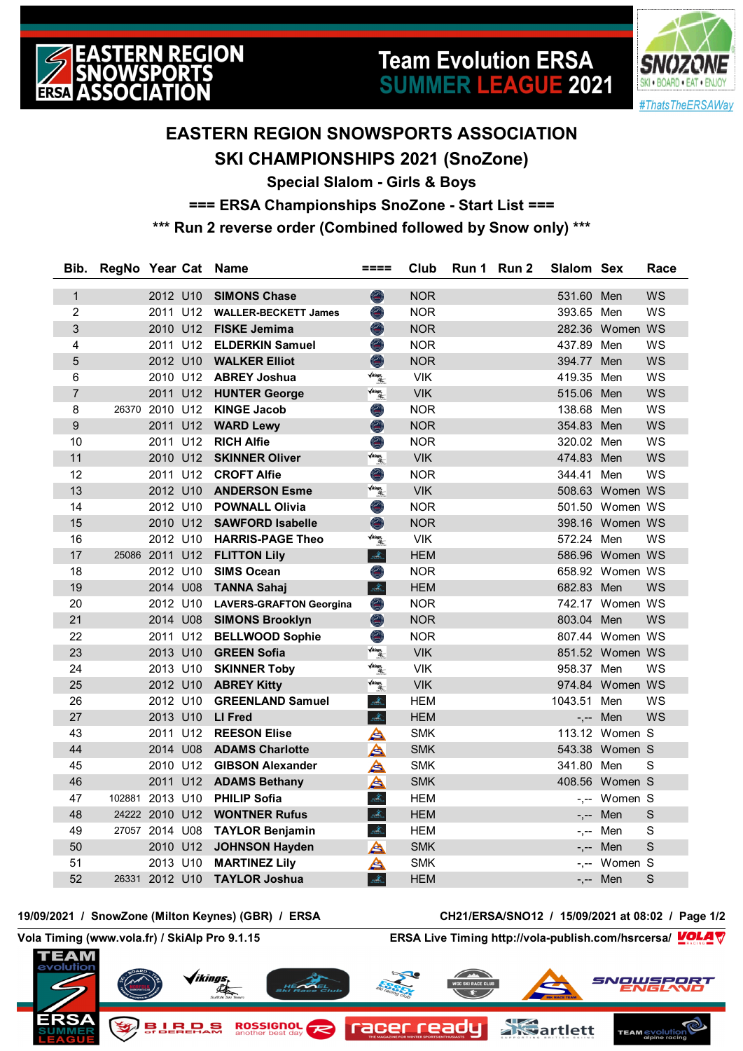# EASTERN REGION SNOWSPORTS ASSOCIATION

## SKI CHAMPIONSHIPS 2021 (SnoZone)

### Special Slalom - Girls & Boys

### === ERSA Championships SnoZone - Start List ===

### *** Run 2 reverse order (Combined followed by Snow only) ***

| Bib. | RegNo | Year | Cat | Name | ==== | Club | Run 1 | Run 2 | Slalom | Sex | Race |
|---|---|---|---|---|---|---|---|---|---|---|---|
| 1 | | 2012 | U10 | SIMONS Chase | | NOR | | | 531.60 | Men | WS |
| 2 | | 2011 | U12 | WALLER-BECKETT James | | NOR | | | 393.65 | Men | WS |
| 3 | | 2010 | U12 | FISKE Jemima | | NOR | | | 282.36 | Women | WS |
| 4 | | 2011 | U12 | ELDERKIN Samuel | | NOR | | | 437.89 | Men | WS |
| 5 | | 2012 | U10 | WALKER Elliot | | NOR | | | 394.77 | Men | WS |
| 6 | | 2010 | U12 | ABREY Joshua | | VIK | | | 419.35 | Men | WS |
| 7 | | 2011 | U12 | HUNTER George | | VIK | | | 515.06 | Men | WS |
| 8 | 26370 | 2010 | U12 | KINGE Jacob | | NOR | | | 138.68 | Men | WS |
| 9 | | 2011 | U12 | WARD Lewy | | NOR | | | 354.83 | Men | WS |
| 10 | | 2011 | U12 | RICH Alfie | | NOR | | | 320.02 | Men | WS |
| 11 | | 2010 | U12 | SKINNER Oliver | | VIK | | | 474.83 | Men | WS |
| 12 | | 2011 | U12 | CROFT Alfie | | NOR | | | 344.41 | Men | WS |
| 13 | | 2012 | U10 | ANDERSON Esme | | VIK | | | 508.63 | Women | WS |
| 14 | | 2012 | U10 | POWNALL Olivia | | NOR | | | 501.50 | Women | WS |
| 15 | | 2010 | U12 | SAWFORD Isabelle | | NOR | | | 398.16 | Women | WS |
| 16 | | 2012 | U10 | HARRIS-PAGE Theo | | VIK | | | 572.24 | Men | WS |
| 17 | 25086 | 2011 | U12 | FLITTON Lily | | HEM | | | 586.96 | Women | WS |
| 18 | | 2012 | U10 | SIMS Ocean | | NOR | | | 658.92 | Women | WS |
| 19 | | 2014 | U08 | TANNA Sahaj | | HEM | | | 682.83 | Men | WS |
| 20 | | 2012 | U10 | LAVERS-GRAFTON Georgina | | NOR | | | 742.17 | Women | WS |
| 21 | | 2014 | U08 | SIMONS Brooklyn | | NOR | | | 803.04 | Men | WS |
| 22 | | 2011 | U12 | BELLWOOD Sophie | | NOR | | | 807.44 | Women | WS |
| 23 | | 2013 | U10 | GREEN Sofia | | VIK | | | 851.52 | Women | WS |
| 24 | | 2013 | U10 | SKINNER Toby | | VIK | | | 958.37 | Men | WS |
| 25 | | 2012 | U10 | ABREY Kitty | | VIK | | | 974.84 | Women | WS |
| 26 | | 2012 | U10 | GREENLAND Samuel | | HEM | | | 1043.51 | Men | WS |
| 27 | | 2013 | U10 | LI Fred | | HEM | | | -,-- | Men | WS |
| 43 | | 2011 | U12 | REESON Elise | | SMK | | | 113.12 | Women | S |
| 44 | | 2014 | U08 | ADAMS Charlotte | | SMK | | | 543.38 | Women | S |
| 45 | | 2010 | U12 | GIBSON Alexander | | SMK | | | 341.80 | Men | S |
| 46 | | 2011 | U12 | ADAMS Bethany | | SMK | | | 408.56 | Women | S |
| 47 | 102881 | 2013 | U10 | PHILIP Sofia | | HEM | | | -,-- | Women | S |
| 48 | 24222 | 2010 | U12 | WONTNER Rufus | | HEM | | | -,-- | Men | S |
| 49 | 27057 | 2014 | U08 | TAYLOR Benjamin | | HEM | | | -,-- | Men | S |
| 50 | | 2010 | U12 | JOHNSON Hayden | | SMK | | | -,-- | Men | S |
| 51 | | 2013 | U10 | MARTINEZ Lily | | SMK | | | -,-- | Women | S |
| 52 | 26331 | 2012 | U10 | TAYLOR Joshua | | HEM | | | -,-- | Men | S |

19/09/2021 / SnowZone (Milton Keynes) (GBR) / ERSA — CH21/ERSA/SNO12 / 15/09/2021 at 08:02

Vola Timing (www.vola.fr) / SkiAlp Pro 9.1.15 — ERSA Live Timing http://vola-publish.com/hsrcersa/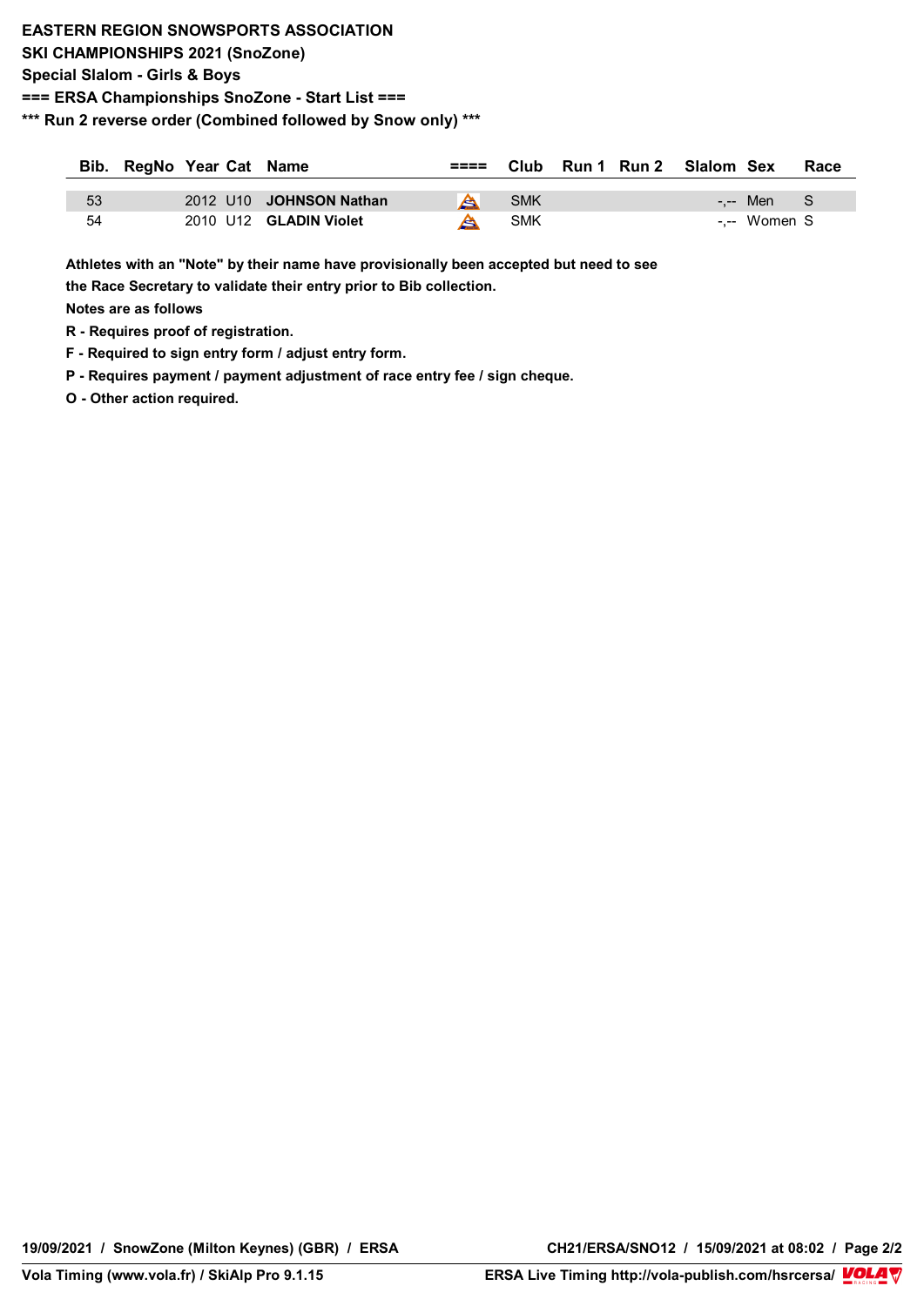**EASTERN REGION SNOWSPORTS ASSOCIATION**

**SKI CHAMPIONSHIPS 2021 (SnoZone)**

**Special Slalom - Girls & Boys**

**=== ERSA Championships SnoZone - Start List ===**

**\*\*\* Run 2 reverse order (Combined followed by Snow only) \*\*\***

| Bib. | RegNo | Year | Cat | Name | ==== | Club | Run 1 | Run 2 | Slalom | Sex | Race |
|---|---|---|---|---|---|---|---|---|---|---|---|
| 53 | | 2012 | U10 | **JOHNSON Nathan** | | SMK | | | -,-- | Men | S |
| 54 | | 2010 | U12 | **GLADIN Violet** | | SMK | | | -,-- | Women | S |

**Athletes with an "Note" by their name have provisionally been accepted but need to see the Race Secretary to validate their entry prior to Bib collection.**

**Notes are as follows**

**R - Requires proof of registration.**

**F - Required to sign entry form / adjust entry form.**

**P - Requires payment / payment adjustment of race entry fee / sign cheque.**

**O - Other action required.**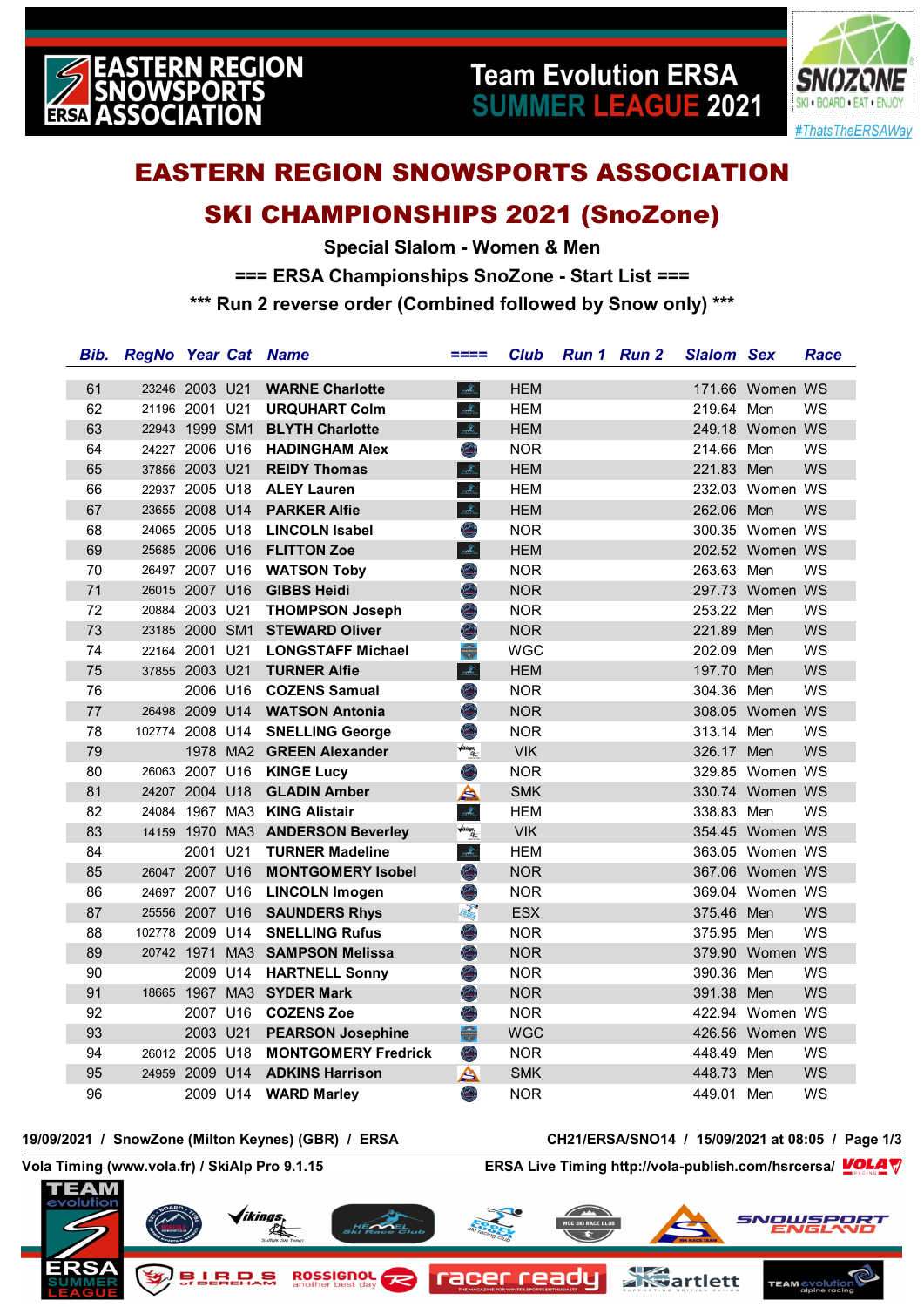# EASTERN REGION SNOWSPORTS ASSOCIATION

## SKI CHAMPIONSHIPS 2021 (SnoZone)

### Special Slalom - Women & Men

### === ERSA Championships SnoZone - Start List ===

### *** Run 2 reverse order (Combined followed by Snow only) ***

| Bib. | RegNo | Year | Cat | Name | ==== | Club | Run 1 | Run 2 | Slalom | Sex | Race |
|---|---|---|---|---|---|---|---|---|---|---|---|
| 61 | 23246 | 2003 | U21 | WARNE Charlotte | | HEM | | | 171.66 | Women | WS |
| 62 | 21196 | 2001 | U21 | URQUHART Colm | | HEM | | | 219.64 | Men | WS |
| 63 | 22943 | 1999 | SM1 | BLYTH Charlotte | | HEM | | | 249.18 | Women | WS |
| 64 | 24227 | 2006 | U16 | HADINGHAM Alex | | NOR | | | 214.66 | Men | WS |
| 65 | 37856 | 2003 | U21 | REIDY Thomas | | HEM | | | 221.83 | Men | WS |
| 66 | 22937 | 2005 | U18 | ALEY Lauren | | HEM | | | 232.03 | Women | WS |
| 67 | 23655 | 2008 | U14 | PARKER Alfie | | HEM | | | 262.06 | Men | WS |
| 68 | 24065 | 2005 | U18 | LINCOLN Isabel | | NOR | | | 300.35 | Women | WS |
| 69 | 25685 | 2006 | U16 | FLITTON Zoe | | HEM | | | 202.52 | Women | WS |
| 70 | 26497 | 2007 | U16 | WATSON Toby | | NOR | | | 263.63 | Men | WS |
| 71 | 26015 | 2007 | U16 | GIBBS Heidi | | NOR | | | 297.73 | Women | WS |
| 72 | 20884 | 2003 | U21 | THOMPSON Joseph | | NOR | | | 253.22 | Men | WS |
| 73 | 23185 | 2000 | SM1 | STEWARD Oliver | | NOR | | | 221.89 | Men | WS |
| 74 | 22164 | 2001 | U21 | LONGSTAFF Michael | | WGC | | | 202.09 | Men | WS |
| 75 | 37855 | 2003 | U21 | TURNER Alfie | | HEM | | | 197.70 | Men | WS |
| 76 | | 2006 | U16 | COZENS Samual | | NOR | | | 304.36 | Men | WS |
| 77 | 26498 | 2009 | U14 | WATSON Antonia | | NOR | | | 308.05 | Women | WS |
| 78 | 102774 | 2008 | U14 | SNELLING George | | NOR | | | 313.14 | Men | WS |
| 79 | | 1978 | MA2 | GREEN Alexander | | VIK | | | 326.17 | Men | WS |
| 80 | 26063 | 2007 | U16 | KINGE Lucy | | NOR | | | 329.85 | Women | WS |
| 81 | 24207 | 2004 | U18 | GLADIN Amber | | SMK | | | 330.74 | Women | WS |
| 82 | 24084 | 1967 | MA3 | KING Alistair | | HEM | | | 338.83 | Men | WS |
| 83 | 14159 | 1970 | MA3 | ANDERSON Beverley | | VIK | | | 354.45 | Women | WS |
| 84 | | 2001 | U21 | TURNER Madeline | | HEM | | | 363.05 | Women | WS |
| 85 | 26047 | 2007 | U16 | MONTGOMERY Isobel | | NOR | | | 367.06 | Women | WS |
| 86 | 24697 | 2007 | U16 | LINCOLN Imogen | | NOR | | | 369.04 | Women | WS |
| 87 | 25556 | 2007 | U16 | SAUNDERS Rhys | | ESX | | | 375.46 | Men | WS |
| 88 | 102778 | 2009 | U14 | SNELLING Rufus | | NOR | | | 375.95 | Men | WS |
| 89 | 20742 | 1971 | MA3 | SAMPSON Melissa | | NOR | | | 379.90 | Women | WS |
| 90 | | 2009 | U14 | HARTNELL Sonny | | NOR | | | 390.36 | Men | WS |
| 91 | 18665 | 1967 | MA3 | SYDER Mark | | NOR | | | 391.38 | Men | WS |
| 92 | | 2007 | U16 | COZENS Zoe | | NOR | | | 422.94 | Women | WS |
| 93 | | 2003 | U21 | PEARSON Josephine | | WGC | | | 426.56 | Women | WS |
| 94 | 26012 | 2005 | U18 | MONTGOMERY Fredrick | | NOR | | | 448.49 | Men | WS |
| 95 | 24959 | 2009 | U14 | ADKINS Harrison | | SMK | | | 448.73 | Men | WS |
| 96 | | 2009 | U14 | WARD Marley | | NOR | | | 449.01 | Men | WS |

19/09/2021 / SnowZone (Milton Keynes) (GBR) / ERSA — CH21/ERSA/SNO14 / 15/09/2021 at 08:05

Vola Timing (www.vola.fr) / SkiAlp Pro 9.1.15 — ERSA Live Timing http://vola-publish.com/hsrcersa/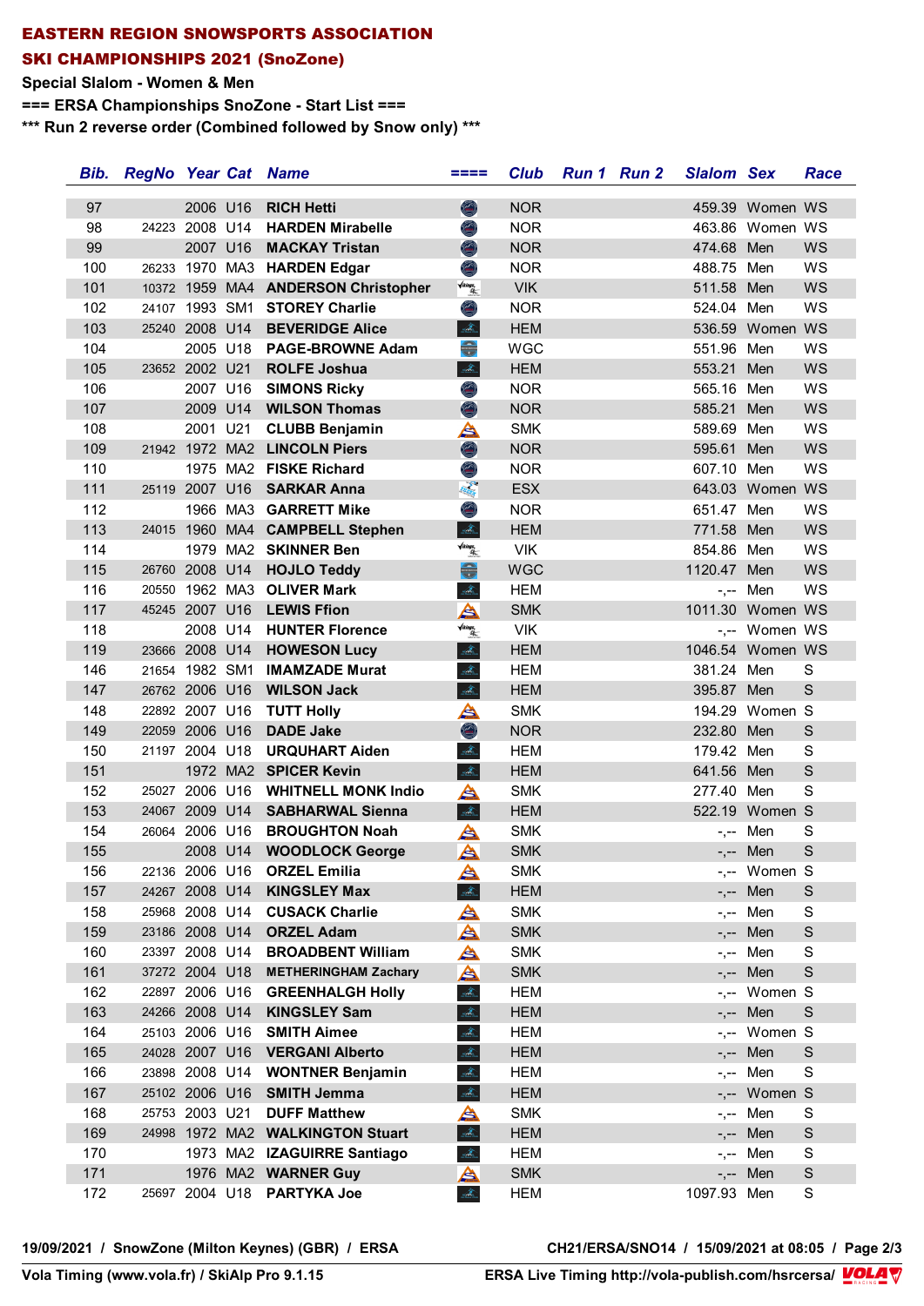# EASTERN REGION SNOWSPORTS ASSOCIATION

## SKI CHAMPIONSHIPS 2021 (SnoZone)

**Special Slalom - Women & Men**

**=== ERSA Championships SnoZone - Start List ===**

**\*\*\* Run 2 reverse order (Combined followed by Snow only) \*\*\***

| Bib. | RegNo | Year | Cat | Name | ==== | Club | Run 1 | Run 2 | Slalom | Sex | Race |
|---|---|---|---|---|---|---|---|---|---|---|---|
| 97 | | 2006 | U16 | RICH Hetti | | NOR | | | 459.39 | Women | WS |
| 98 | 24223 | 2008 | U14 | HARDEN Mirabelle | | NOR | | | 463.86 | Women | WS |
| 99 | | 2007 | U16 | MACKAY Tristan | | NOR | | | 474.68 | Men | WS |
| 100 | 26233 | 1970 | MA3 | HARDEN Edgar | | NOR | | | 488.75 | Men | WS |
| 101 | 10372 | 1959 | MA4 | ANDERSON Christopher | | VIK | | | 511.58 | Men | WS |
| 102 | 24107 | 1993 | SM1 | STOREY Charlie | | NOR | | | 524.04 | Men | WS |
| 103 | 25240 | 2008 | U14 | BEVERIDGE Alice | | HEM | | | 536.59 | Women | WS |
| 104 | | 2005 | U18 | PAGE-BROWNE Adam | | WGC | | | 551.96 | Men | WS |
| 105 | 23652 | 2002 | U21 | ROLFE Joshua | | HEM | | | 553.21 | Men | WS |
| 106 | | 2007 | U16 | SIMONS Ricky | | NOR | | | 565.16 | Men | WS |
| 107 | | 2009 | U14 | WILSON Thomas | | NOR | | | 585.21 | Men | WS |
| 108 | | 2001 | U21 | CLUBB Benjamin | | SMK | | | 589.69 | Men | WS |
| 109 | 21942 | 1972 | MA2 | LINCOLN Piers | | NOR | | | 595.61 | Men | WS |
| 110 | | 1975 | MA2 | FISKE Richard | | NOR | | | 607.10 | Men | WS |
| 111 | 25119 | 2007 | U16 | SARKAR Anna | | ESX | | | 643.03 | Women | WS |
| 112 | | 1966 | MA3 | GARRETT Mike | | NOR | | | 651.47 | Men | WS |
| 113 | 24015 | 1960 | MA4 | CAMPBELL Stephen | | HEM | | | 771.58 | Men | WS |
| 114 | | 1979 | MA2 | SKINNER Ben | | VIK | | | 854.86 | Men | WS |
| 115 | 26760 | 2008 | U14 | HOJLO Teddy | | WGC | | | 1120.47 | Men | WS |
| 116 | 20550 | 1962 | MA3 | OLIVER Mark | | HEM | | | -,-- | Men | WS |
| 117 | 45245 | 2007 | U16 | LEWIS Ffion | | SMK | | | 1011.30 | Women | WS |
| 118 | | 2008 | U14 | HUNTER Florence | | VIK | | | -,-- | Women | WS |
| 119 | 23666 | 2008 | U14 | HOWESON Lucy | | HEM | | | 1046.54 | Women | WS |
| 146 | 21654 | 1982 | SM1 | IMAMZADE Murat | | HEM | | | 381.24 | Men | S |
| 147 | 26762 | 2006 | U16 | WILSON Jack | | HEM | | | 395.87 | Men | S |
| 148 | 22892 | 2007 | U16 | TUTT Holly | | SMK | | | 194.29 | Women | S |
| 149 | 22059 | 2006 | U16 | DADE Jake | | NOR | | | 232.80 | Men | S |
| 150 | 21197 | 2004 | U18 | URQUHART Aiden | | HEM | | | 179.42 | Men | S |
| 151 | | 1972 | MA2 | SPICER Kevin | | HEM | | | 641.56 | Men | S |
| 152 | 25027 | 2006 | U16 | WHITNELL MONK Indio | | SMK | | | 277.40 | Men | S |
| 153 | 24067 | 2009 | U14 | SABHARWAL Sienna | | HEM | | | 522.19 | Women | S |
| 154 | 26064 | 2006 | U16 | BROUGHTON Noah | | SMK | | | -,-- | Men | S |
| 155 | | 2008 | U14 | WOODLOCK George | | SMK | | | -,-- | Men | S |
| 156 | 22136 | 2006 | U16 | ORZEL Emilia | | SMK | | | -,-- | Women | S |
| 157 | 24267 | 2008 | U14 | KINGSLEY Max | | HEM | | | -,-- | Men | S |
| 158 | 25968 | 2008 | U14 | CUSACK Charlie | | SMK | | | -,-- | Men | S |
| 159 | 23186 | 2008 | U14 | ORZEL Adam | | SMK | | | -,-- | Men | S |
| 160 | 23397 | 2008 | U14 | BROADBENT William | | SMK | | | -,-- | Men | S |
| 161 | 37272 | 2004 | U18 | METHERINGHAM Zachary | | SMK | | | -,-- | Men | S |
| 162 | 22897 | 2006 | U16 | GREENHALGH Holly | | HEM | | | -,-- | Women | S |
| 163 | 24266 | 2008 | U14 | KINGSLEY Sam | | HEM | | | -,-- | Men | S |
| 164 | 25103 | 2006 | U16 | SMITH Aimee | | HEM | | | -,-- | Women | S |
| 165 | 24028 | 2007 | U16 | VERGANI Alberto | | HEM | | | -,-- | Men | S |
| 166 | 23898 | 2008 | U14 | WONTNER Benjamin | | HEM | | | -,-- | Men | S |
| 167 | 25102 | 2006 | U16 | SMITH Jemma | | HEM | | | -,-- | Women | S |
| 168 | 25753 | 2003 | U21 | DUFF Matthew | | SMK | | | -,-- | Men | S |
| 169 | 24998 | 1972 | MA2 | WALKINGTON Stuart | | HEM | | | -,-- | Men | S |
| 170 | | 1973 | MA2 | IZAGUIRRE Santiago | | HEM | | | -,-- | Men | S |
| 171 | | 1976 | MA2 | WARNER Guy | | SMK | | | -,-- | Men | S |
| 172 | 25697 | 2004 | U18 | PARTYKA Joe | | HEM | | | 1097.93 | Men | S |

19/09/2021 / SnowZone (Milton Keynes) (GBR) / ERSA — CH21/ERSA/SNO14 / 15/09/2021 at 08:05

Vola Timing (www.vola.fr) / SkiAlp Pro 9.1.15 — ERSA Live Timing http://vola-publish.com/hsrcersa/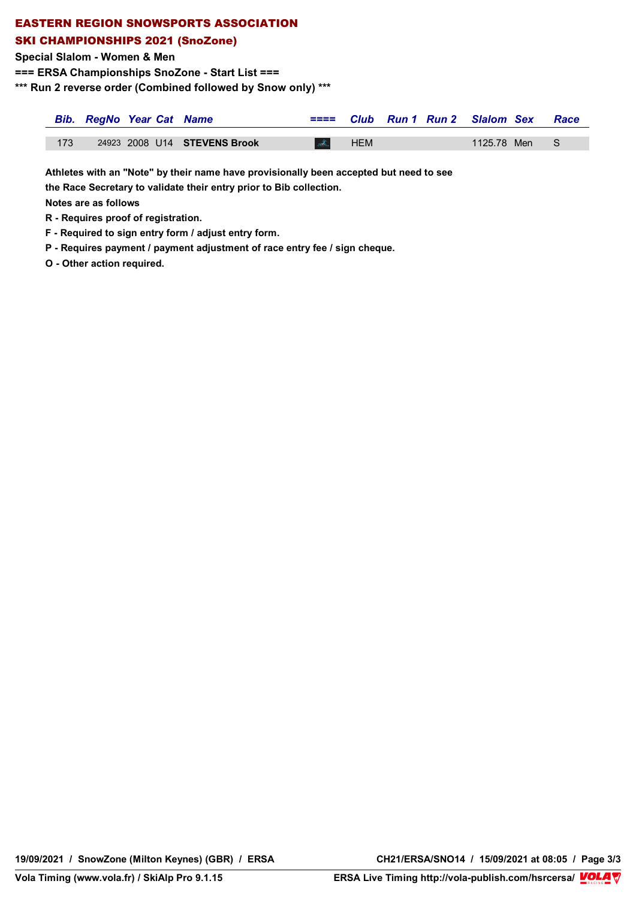EASTERN REGION SNOWSPORTS ASSOCIATION

SKI CHAMPIONSHIPS 2021 (SnoZone)

**Special Slalom - Women & Men**

**=== ERSA Championships SnoZone - Start List ===**

**\*\*\* Run 2 reverse order (Combined followed by Snow only) \*\*\***

| Bib. | RegNo | Year | Cat | Name | ==== | Club | Run 1 | Run 2 | Slalom | Sex | Race |
|---|---|---|---|---|---|---|---|---|---|---|---|
| 173 | 24923 | 2008 | U14 | **STEVENS Brook** | | HEM | | | 1125.78 | Men | S |

**Athletes with an "Note" by their name have provisionally been accepted but need to see the Race Secretary to validate their entry prior to Bib collection.**

**Notes are as follows**

**R - Requires proof of registration.**

**F - Required to sign entry form / adjust entry form.**

**P - Requires payment / payment adjustment of race entry fee / sign cheque.**

**O - Other action required.**

**19/09/2021 / SnowZone (Milton Keynes) (GBR) / ERSA** — **CH21/ERSA/SNO14 / 15/09/2021 at 08:05**

**Vola Timing (www.vola.fr) / SkiAlp Pro 9.1.15** — **ERSA Live Timing http://vola-publish.com/hsrcersa/**